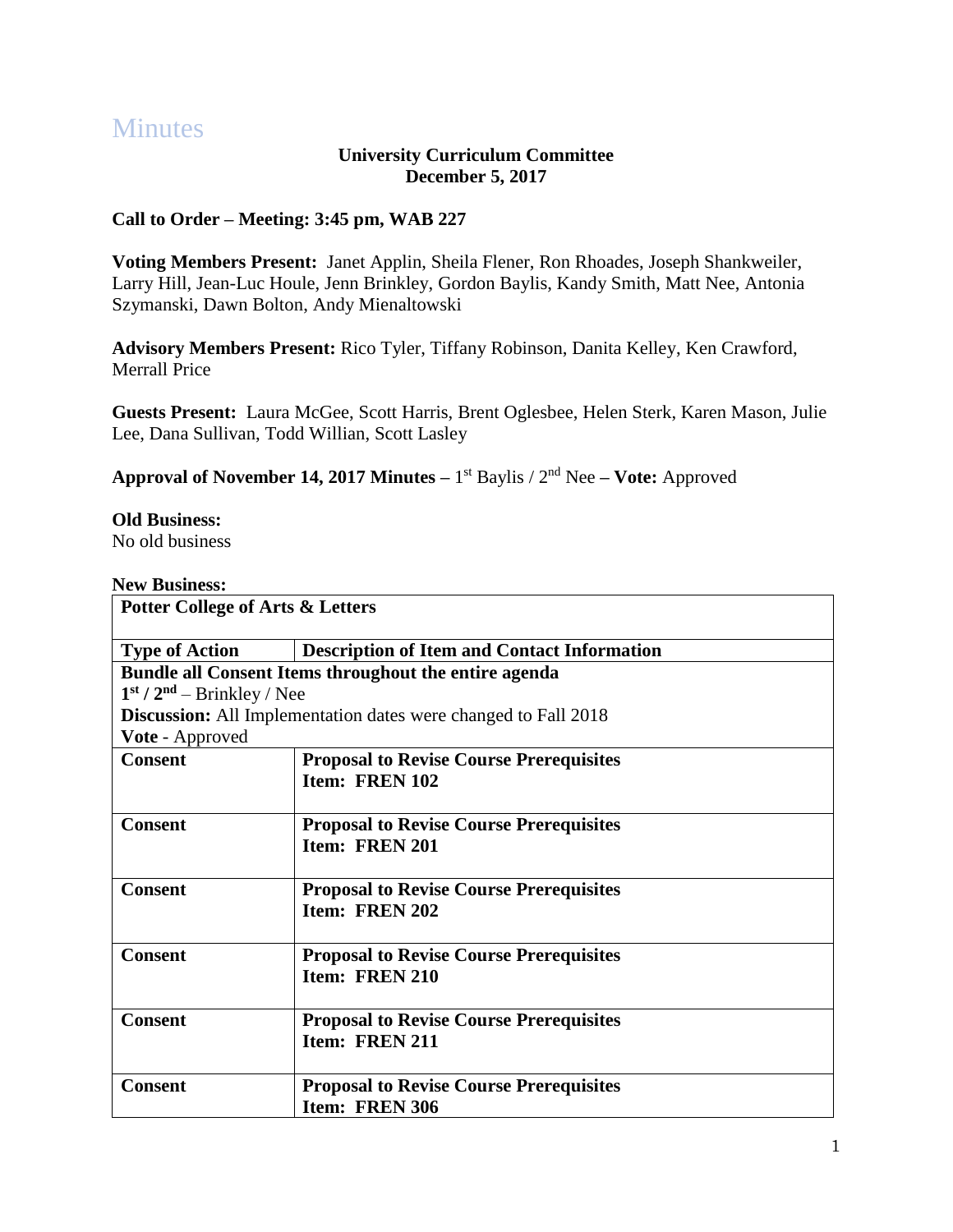# Minutes

**University Curriculum Committee**
**December 5, 2017**

**Call to Order – Meeting: 3:45 pm, WAB 227**

**Voting Members Present:** Janet Applin, Sheila Flener, Ron Rhoades, Joseph Shankweiler, Larry Hill, Jean-Luc Houle, Jenn Brinkley, Gordon Baylis, Kandy Smith, Matt Nee, Antonia Szymanski, Dawn Bolton, Andy Mienaltowski

**Advisory Members Present:** Rico Tyler, Tiffany Robinson, Danita Kelley, Ken Crawford, Merrall Price

**Guests Present:** Laura McGee, Scott Harris, Brent Oglesbee, Helen Sterk, Karen Mason, Julie Lee, Dana Sullivan, Todd Willian, Scott Lasley

**Approval of November 14, 2017 Minutes** – 1st Baylis / 2nd Nee – **Vote:** Approved

**Old Business:**
No old business

**New Business:**

| **Potter College of Arts & Letters** | |
|---|---|
| **Type of Action** | **Description of Item and Contact Information** |
| **Bundle all Consent Items throughout the entire agenda**<br>**1st / 2nd** – Brinkley / Nee<br>**Discussion:** All Implementation dates were changed to Fall 2018<br>**Vote** - Approved | |
| **Consent** | **Proposal to Revise Course Prerequisites**<br>**Item: FREN 102** |
| **Consent** | **Proposal to Revise Course Prerequisites**<br>**Item: FREN 201** |
| **Consent** | **Proposal to Revise Course Prerequisites**<br>**Item: FREN 202** |
| **Consent** | **Proposal to Revise Course Prerequisites**<br>**Item: FREN 210** |
| **Consent** | **Proposal to Revise Course Prerequisites**<br>**Item: FREN 211** |
| **Consent** | **Proposal to Revise Course Prerequisites**<br>**Item: FREN 306** |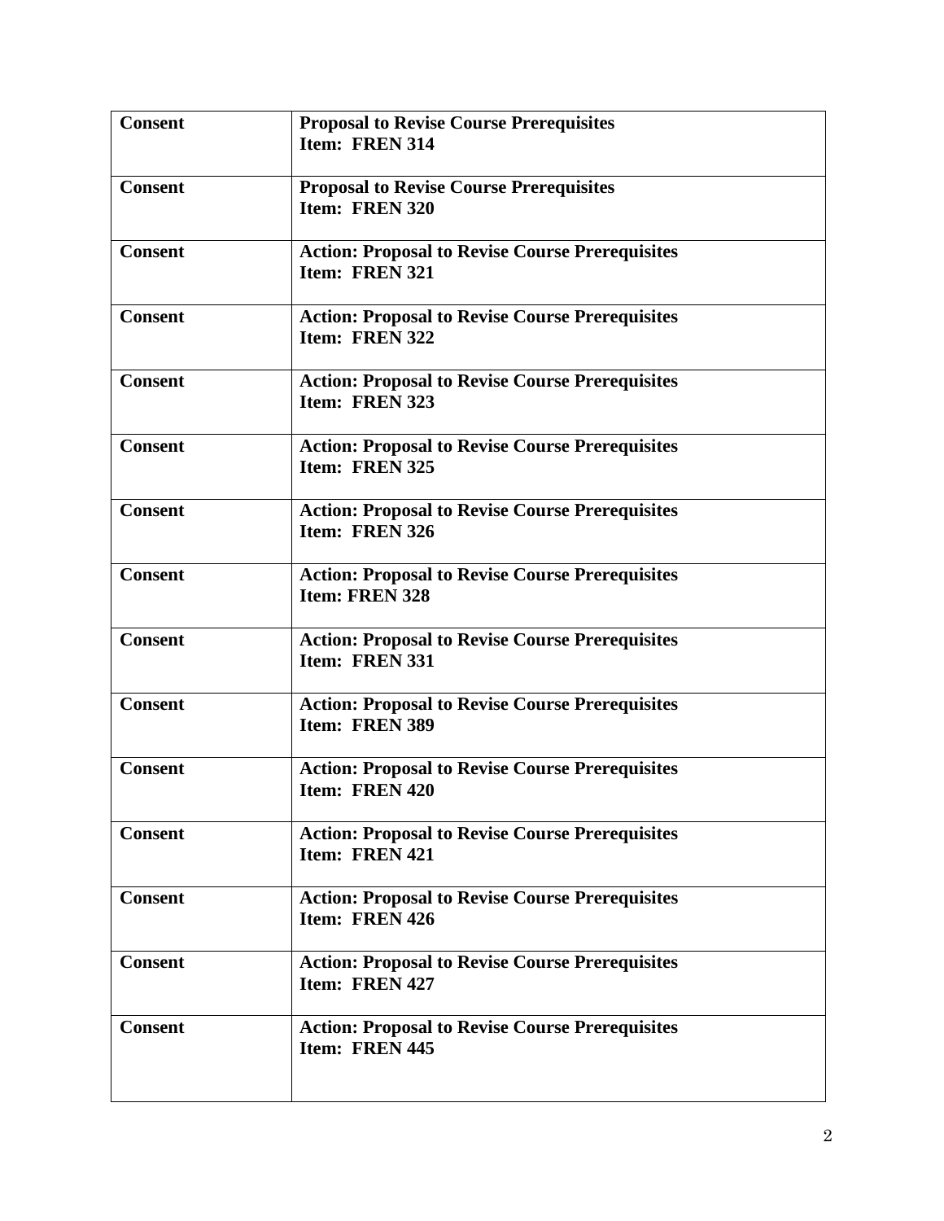| | |
|---|---|
| **Consent** | **Proposal to Revise Course Prerequisites**<br>**Item: FREN 314** |
| **Consent** | **Proposal to Revise Course Prerequisites**<br>**Item: FREN 320** |
| **Consent** | **Action: Proposal to Revise Course Prerequisites**<br>**Item: FREN 321** |
| **Consent** | **Action: Proposal to Revise Course Prerequisites**<br>**Item: FREN 322** |
| **Consent** | **Action: Proposal to Revise Course Prerequisites**<br>**Item: FREN 323** |
| **Consent** | **Action: Proposal to Revise Course Prerequisites**<br>**Item: FREN 325** |
| **Consent** | **Action: Proposal to Revise Course Prerequisites**<br>**Item: FREN 326** |
| **Consent** | **Action: Proposal to Revise Course Prerequisites**<br>**Item: FREN 328** |
| **Consent** | **Action: Proposal to Revise Course Prerequisites**<br>**Item: FREN 331** |
| **Consent** | **Action: Proposal to Revise Course Prerequisites**<br>**Item: FREN 389** |
| **Consent** | **Action: Proposal to Revise Course Prerequisites**<br>**Item: FREN 420** |
| **Consent** | **Action: Proposal to Revise Course Prerequisites**<br>**Item: FREN 421** |
| **Consent** | **Action: Proposal to Revise Course Prerequisites**<br>**Item: FREN 426** |
| **Consent** | **Action: Proposal to Revise Course Prerequisites**<br>**Item: FREN 427** |
| **Consent** | **Action: Proposal to Revise Course Prerequisites**<br>**Item: FREN 445** |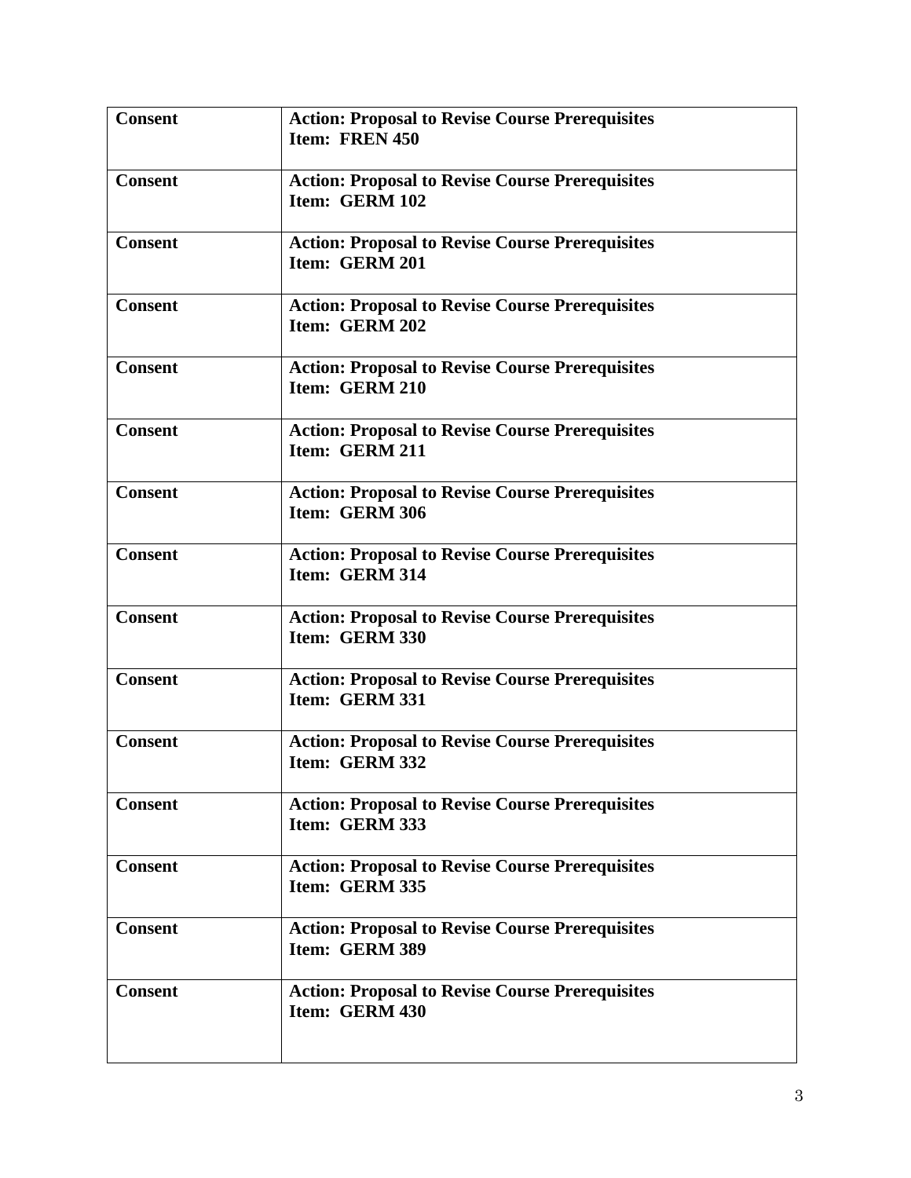| | |
|---|---|
| **Consent** | **Action: Proposal to Revise Course Prerequisites**<br>**Item: FREN 450** |
| **Consent** | **Action: Proposal to Revise Course Prerequisites**<br>**Item: GERM 102** |
| **Consent** | **Action: Proposal to Revise Course Prerequisites**<br>**Item: GERM 201** |
| **Consent** | **Action: Proposal to Revise Course Prerequisites**<br>**Item: GERM 202** |
| **Consent** | **Action: Proposal to Revise Course Prerequisites**<br>**Item: GERM 210** |
| **Consent** | **Action: Proposal to Revise Course Prerequisites**<br>**Item: GERM 211** |
| **Consent** | **Action: Proposal to Revise Course Prerequisites**<br>**Item: GERM 306** |
| **Consent** | **Action: Proposal to Revise Course Prerequisites**<br>**Item: GERM 314** |
| **Consent** | **Action: Proposal to Revise Course Prerequisites**<br>**Item: GERM 330** |
| **Consent** | **Action: Proposal to Revise Course Prerequisites**<br>**Item: GERM 331** |
| **Consent** | **Action: Proposal to Revise Course Prerequisites**<br>**Item: GERM 332** |
| **Consent** | **Action: Proposal to Revise Course Prerequisites**<br>**Item: GERM 333** |
| **Consent** | **Action: Proposal to Revise Course Prerequisites**<br>**Item: GERM 335** |
| **Consent** | **Action: Proposal to Revise Course Prerequisites**<br>**Item: GERM 389** |
| **Consent** | **Action: Proposal to Revise Course Prerequisites**<br>**Item: GERM 430** |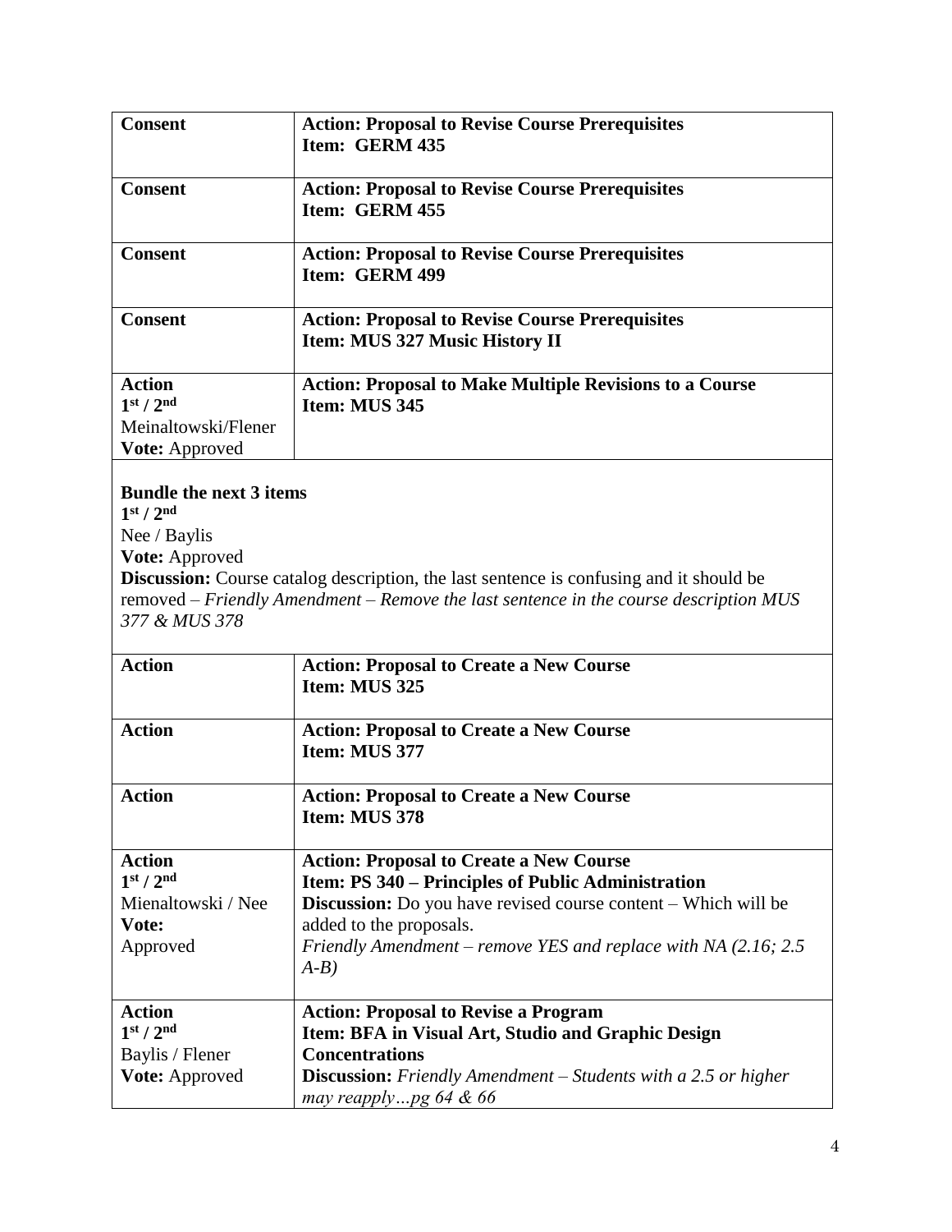| **Consent** | **Action: Proposal to Revise Course Prerequisites**<br>**Item: GERM 435** |
|---|---|
| **Consent** | **Action: Proposal to Revise Course Prerequisites**<br>**Item: GERM 455** |
| **Consent** | **Action: Proposal to Revise Course Prerequisites**<br>**Item: GERM 499** |
| **Consent** | **Action: Proposal to Revise Course Prerequisites**<br>**Item: MUS 327 Music History II** |
| **Action**<br>**1st / 2nd**<br>Meinaltowski/Flener<br>**Vote:** Approved | **Action: Proposal to Make Multiple Revisions to a Course**<br>**Item: MUS 345** |

**Bundle the next 3 items**
**1st / 2nd**
Nee / Baylis
**Vote:** Approved
**Discussion:** Course catalog description, the last sentence is confusing and it should be removed – *Friendly Amendment – Remove the last sentence in the course description MUS 377 & MUS 378*

| **Action** | **Action: Proposal to Create a New Course**<br>**Item: MUS 325** |
|---|---|
| **Action** | **Action: Proposal to Create a New Course**<br>**Item: MUS 377** |
| **Action** | **Action: Proposal to Create a New Course**<br>**Item: MUS 378** |
| **Action**<br>**1st / 2nd**<br>Mienaltowski / Nee<br>**Vote:**<br>Approved | **Action: Proposal to Create a New Course**<br>**Item: PS 340 – Principles of Public Administration**<br>**Discussion:** Do you have revised course content – Which will be added to the proposals.<br>*Friendly Amendment – remove YES and replace with NA (2.16; 2.5 A-B)* |
| **Action**<br>**1st / 2nd**<br>Baylis / Flener<br>**Vote:** Approved | **Action: Proposal to Revise a Program**<br>**Item: BFA in Visual Art, Studio and Graphic Design Concentrations**<br>**Discussion:** *Friendly Amendment – Students with a 2.5 or higher may reapply…pg 64 & 66* |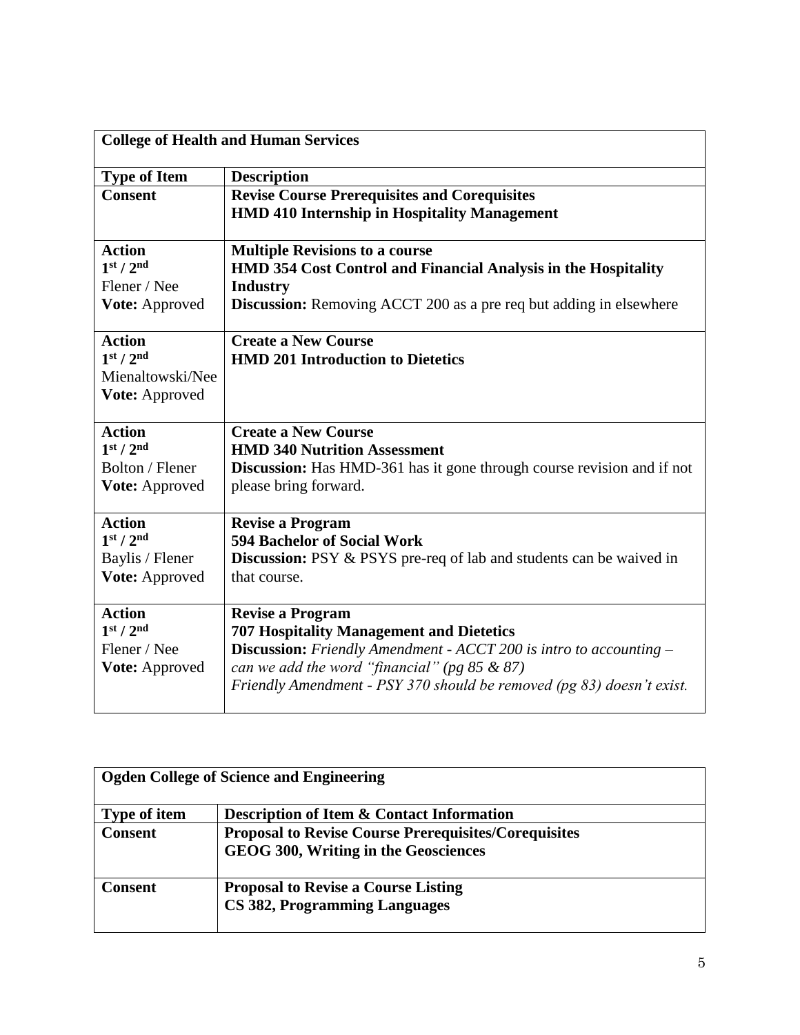| **College of Health and Human Services** | |
|---|---|
| **Type of Item** | **Description** |
| **Consent** | **Revise Course Prerequisites and Corequisites**<br>**HMD 410 Internship in Hospitality Management** |
| **Action**<br>**1st / 2nd**<br>Flener / Nee<br>**Vote:** Approved | **Multiple Revisions to a course**<br>**HMD 354 Cost Control and Financial Analysis in the Hospitality Industry**<br>**Discussion:** Removing ACCT 200 as a pre req but adding in elsewhere |
| **Action**<br>**1st / 2nd**<br>Mienaltowski/Nee<br>**Vote:** Approved | **Create a New Course**<br>**HMD 201 Introduction to Dietetics** |
| **Action**<br>**1st / 2nd**<br>Bolton / Flener<br>**Vote:** Approved | **Create a New Course**<br>**HMD 340 Nutrition Assessment**<br>**Discussion:** Has HMD-361 has it gone through course revision and if not please bring forward. |
| **Action**<br>**1st / 2nd**<br>Baylis / Flener<br>**Vote:** Approved | **Revise a Program**<br>**594 Bachelor of Social Work**<br>**Discussion:** PSY & PSYS pre-req of lab and students can be waived in that course. |
| **Action**<br>**1st / 2nd**<br>Flener / Nee<br>**Vote:** Approved | **Revise a Program**<br>**707 Hospitality Management and Dietetics**<br>**Discussion:** *Friendly Amendment - ACCT 200 is intro to accounting – can we add the word "financial" (pg 85 & 87)*<br>*Friendly Amendment - PSY 370 should be removed (pg 83) doesn't exist.* |

| **Ogden College of Science and Engineering** | |
|---|---|
| **Type of item** | **Description of Item & Contact Information** |
| **Consent** | **Proposal to Revise Course Prerequisites/Corequisites**<br>**GEOG 300, Writing in the Geosciences** |
| **Consent** | **Proposal to Revise a Course Listing**<br>**CS 382, Programming Languages** |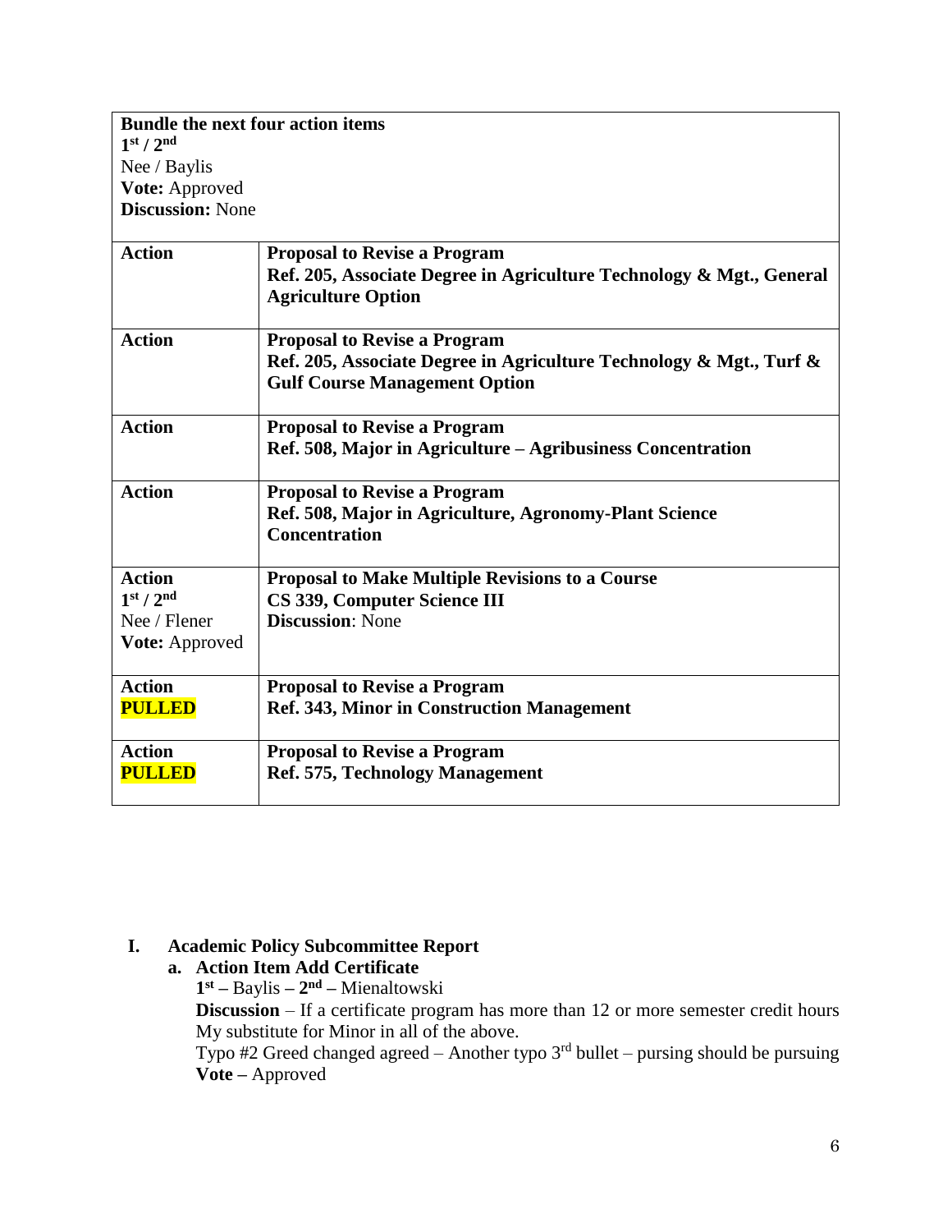| **Bundle the next four action items**<br>**1st / 2nd**<br>Nee / Baylis<br>**Vote:** Approved<br>**Discussion:** None | |
|---|---|
| **Action** | **Proposal to Revise a Program**<br>**Ref. 205, Associate Degree in Agriculture Technology & Mgt., General Agriculture Option** |
| **Action** | **Proposal to Revise a Program**<br>**Ref. 205, Associate Degree in Agriculture Technology & Mgt., Turf & Gulf Course Management Option** |
| **Action** | **Proposal to Revise a Program**<br>**Ref. 508, Major in Agriculture – Agribusiness Concentration** |
| **Action** | **Proposal to Revise a Program**<br>**Ref. 508, Major in Agriculture, Agronomy-Plant Science Concentration** |
| **Action**<br>**1st / 2nd**<br>Nee / Flener<br>**Vote:** Approved | **Proposal to Make Multiple Revisions to a Course**<br>**CS 339, Computer Science III**<br>**Discussion**: None |
| **Action**<br>**PULLED** | **Proposal to Revise a Program**<br>**Ref. 343, Minor in Construction Management** |
| **Action**<br>**PULLED** | **Proposal to Revise a Program**<br>**Ref. 575, Technology Management** |

**I. Academic Policy Subcommittee Report**

**a. Action Item Add Certificate**

**1st –** Baylis **– 2nd –** Mienaltowski

**Discussion** – If a certificate program has more than 12 or more semester credit hours My substitute for Minor in all of the above.

Typo #2 Greed changed agreed – Another typo 3rd bullet – pursing should be pursuing

**Vote –** Approved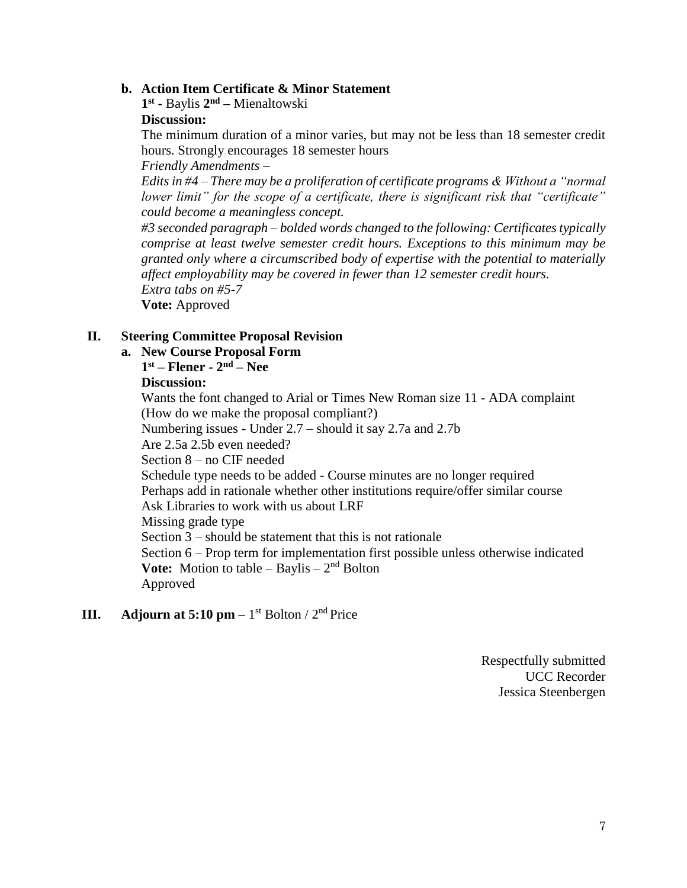**b. Action Item Certificate & Minor Statement**

**1st -** Baylis **2nd –** Mienaltowski

**Discussion:**

The minimum duration of a minor varies, but may not be less than 18 semester credit hours. Strongly encourages 18 semester hours

*Friendly Amendments –*

*Edits in #4 – There may be a proliferation of certificate programs & Without a "normal lower limit" for the scope of a certificate, there is significant risk that "certificate" could become a meaningless concept.*

*#3 seconded paragraph – bolded words changed to the following: Certificates typically comprise at least twelve semester credit hours. Exceptions to this minimum may be granted only where a circumscribed body of expertise with the potential to materially affect employability may be covered in fewer than 12 semester credit hours.*

*Extra tabs on #5-7*

**Vote:** Approved

## II. Steering Committee Proposal Revision

**a. New Course Proposal Form**

**1st – Flener - 2nd – Nee**

**Discussion:**

Wants the font changed to Arial or Times New Roman size 11 - ADA complaint (How do we make the proposal compliant?)

Numbering issues - Under 2.7 – should it say 2.7a and 2.7b

Are 2.5a 2.5b even needed?

Section 8 – no CIF needed

Schedule type needs to be added - Course minutes are no longer required

Perhaps add in rationale whether other institutions require/offer similar course

Ask Libraries to work with us about LRF

Missing grade type

Section 3 – should be statement that this is not rationale

Section 6 – Prop term for implementation first possible unless otherwise indicated

**Vote:** Motion to table – Baylis – 2nd Bolton

Approved

## III. Adjourn at 5:10 pm – 1st Bolton / 2nd Price

Respectfully submitted
UCC Recorder
Jessica Steenbergen